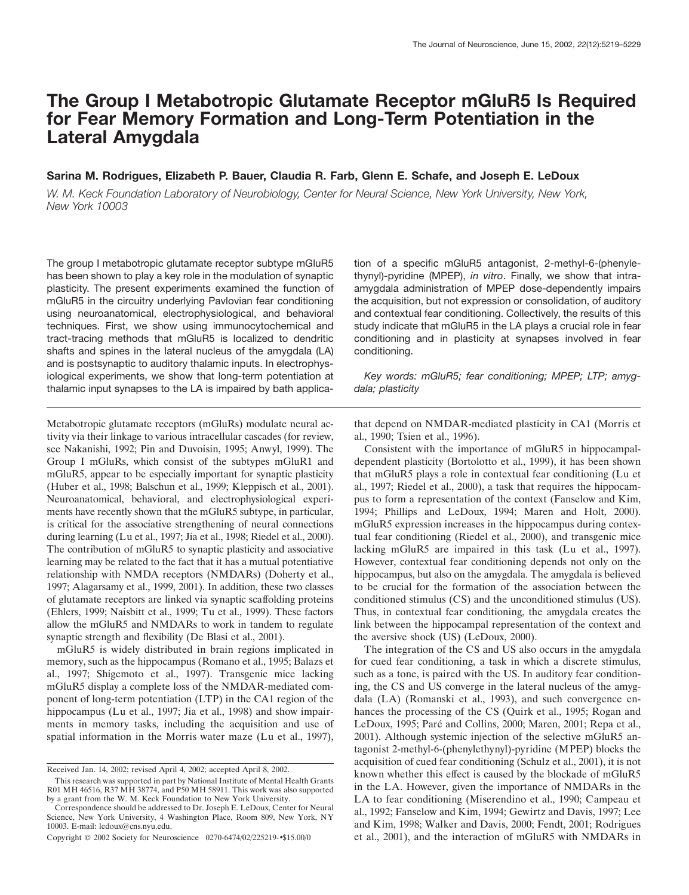# The Group I Metabotropic Glutamate Receptor mGluR5 Is Required for Fear Memory Formation and Long-Term Potentiation in the Lateral Amygdala

**Sarina M. Rodrigues, Elizabeth P. Bauer, Claudia R. Farb, Glenn E. Schafe, and Joseph E. LeDoux**

*W. M. Keck Foundation Laboratory of Neurobiology, Center for Neural Science, New York University, New York, New York 10003*

The group I metabotropic glutamate receptor subtype mGluR5 has been shown to play a key role in the modulation of synaptic plasticity. The present experiments examined the function of mGluR5 in the circuitry underlying Pavlovian fear conditioning using neuroanatomical, electrophysiological, and behavioral techniques. First, we show using immunocytochemical and tract-tracing methods that mGluR5 is localized to dendritic shafts and spines in the lateral nucleus of the amygdala (LA) and is postsynaptic to auditory thalamic inputs. In electrophysiological experiments, we show that long-term potentiation at thalamic input synapses to the LA is impaired by bath application of a specific mGluR5 antagonist, 2-methyl-6-(phenylethynyl)-pyridine (MPEP), *in vitro*. Finally, we show that intra-amygdala administration of MPEP dose-dependently impairs the acquisition, but not expression or consolidation, of auditory and contextual fear conditioning. Collectively, the results of this study indicate that mGluR5 in the LA plays a crucial role in fear conditioning and in plasticity at synapses involved in fear conditioning.

*Key words: mGluR5; fear conditioning; MPEP; LTP; amygdala; plasticity*

Metabotropic glutamate receptors (mGluRs) modulate neural activity via their linkage to various intracellular cascades (for review, see Nakanishi, 1992; Pin and Duvoisin, 1995; Anwyl, 1999). The Group I mGluRs, which consist of the subtypes mGluR1 and mGluR5, appear to be especially important for synaptic plasticity (Huber et al., 1998; Balschun et al., 1999; Kleppisch et al., 2001). Neuroanatomical, behavioral, and electrophysiological experiments have recently shown that the mGluR5 subtype, in particular, is critical for the associative strengthening of neural connections during learning (Lu et al., 1997; Jia et al., 1998; Riedel et al., 2000). The contribution of mGluR5 to synaptic plasticity and associative learning may be related to the fact that it has a mutual potentiative relationship with NMDA receptors (NMDARs) (Doherty et al., 1997; Alagarsamy et al., 1999, 2001). In addition, these two classes of glutamate receptors are linked via synaptic scaffolding proteins (Ehlers, 1999; Naisbitt et al., 1999; Tu et al., 1999). These factors allow the mGluR5 and NMDARs to work in tandem to regulate synaptic strength and flexibility (De Blasi et al., 2001).

mGluR5 is widely distributed in brain regions implicated in memory, such as the hippocampus (Romano et al., 1995; Balazs et al., 1997; Shigemoto et al., 1997). Transgenic mice lacking mGluR5 display a complete loss of the NMDAR-mediated component of long-term potentiation (LTP) in the CA1 region of the hippocampus (Lu et al., 1997; Jia et al., 1998) and show impairments in memory tasks, including the acquisition and use of spatial information in the Morris water maze (Lu et al., 1997), that depend on NMDAR-mediated plasticity in CA1 (Morris et al., 1990; Tsien et al., 1996).

Consistent with the importance of mGluR5 in hippocampal-dependent plasticity (Bortolotto et al., 1999), it has been shown that mGluR5 plays a role in contextual fear conditioning (Lu et al., 1997; Riedel et al., 2000), a task that requires the hippocampus to form a representation of the context (Fanselow and Kim, 1994; Phillips and LeDoux, 1994; Maren and Holt, 2000). mGluR5 expression increases in the hippocampus during contextual fear conditioning (Riedel et al., 2000), and transgenic mice lacking mGluR5 are impaired in this task (Lu et al., 1997). However, contextual fear conditioning depends not only on the hippocampus, but also on the amygdala. The amygdala is believed to be crucial for the formation of the association between the conditioned stimulus (CS) and the unconditioned stimulus (US). Thus, in contextual fear conditioning, the amygdala creates the link between the hippocampal representation of the context and the aversive shock (US) (LeDoux, 2000).

The integration of the CS and US also occurs in the amygdala for cued fear conditioning, a task in which a discrete stimulus, such as a tone, is paired with the US. In auditory fear conditioning, the CS and US converge in the lateral nucleus of the amygdala (LA) (Romanski et al., 1993), and such convergence enhances the processing of the CS (Quirk et al., 1995; Rogan and LeDoux, 1995; Paré and Collins, 2000; Maren, 2001; Repa et al., 2001). Although systemic injection of the selective mGluR5 antagonist 2-methyl-6-(phenylethynyl)-pyridine (MPEP) blocks the acquisition of cued fear conditioning (Schulz et al., 2001), it is not known whether this effect is caused by the blockade of mGluR5 in the LA. However, given the importance of NMDARs in the LA to fear conditioning (Miserendino et al., 1990; Campeau et al., 1992; Fanselow and Kim, 1994; Gewirtz and Davis, 1997; Lee and Kim, 1998; Walker and Davis, 2000; Fendt, 2001; Rodrigues et al., 2001), and the interaction of mGluR5 with NMDARs in

Received Jan. 14, 2002; revised April 4, 2002; accepted April 8, 2002.

This research was supported in part by National Institute of Mental Health Grants R01 MH 46516, R37 MH 38774, and P50 MH 58911. This work was also supported by a grant from the W. M. Keck Foundation to New York University.

Correspondence should be addressed to Dr. Joseph E. LeDoux, Center for Neural Science, New York University, 4 Washington Place, Room 809, New York, NY 10003. E-mail: ledoux@cns.nyu.edu.

Copyright © 2002 Society for Neuroscience 0270-6474/02/225219-•$15.00/0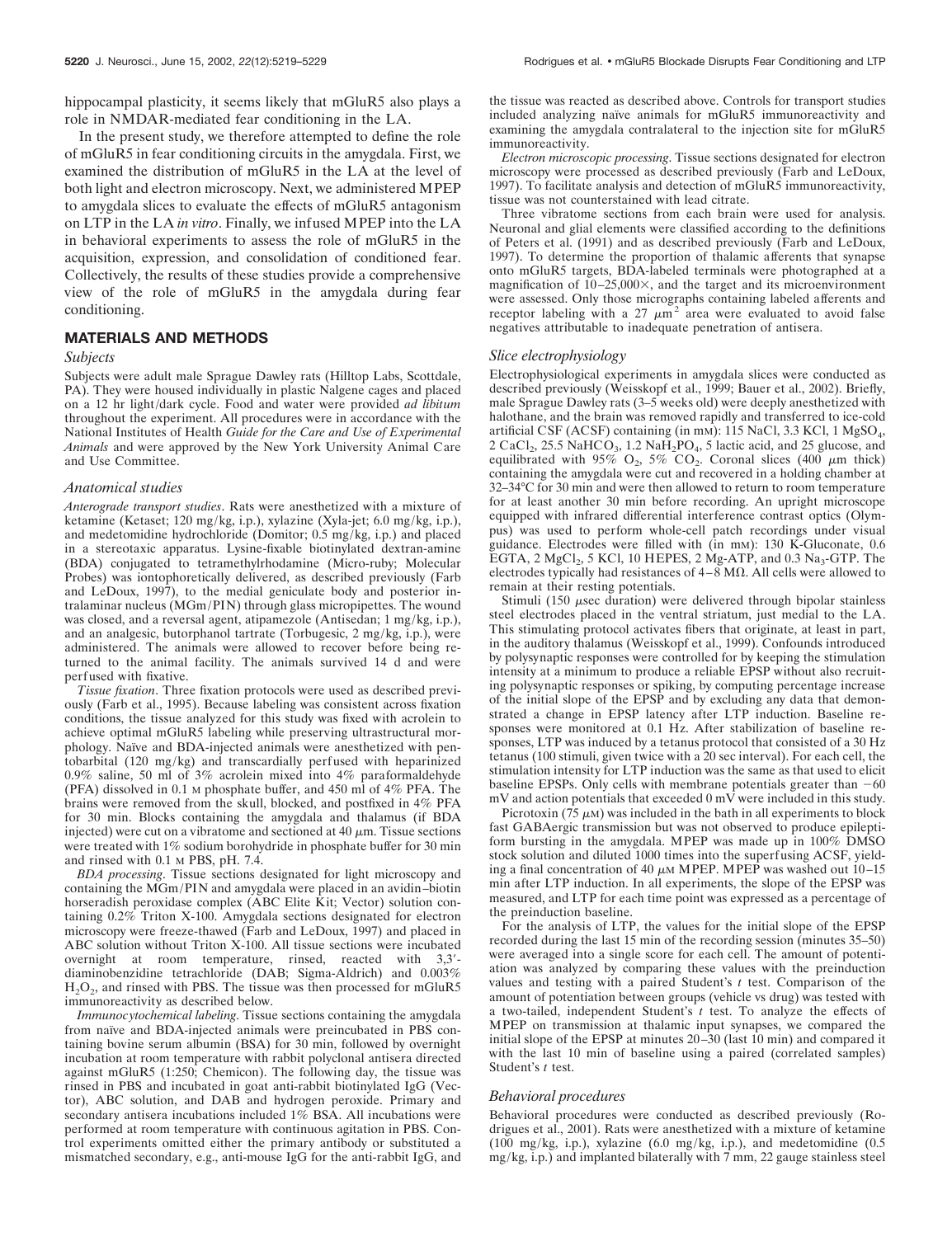hippocampal plasticity, it seems likely that mGluR5 also plays a role in NMDAR-mediated fear conditioning in the LA.

In the present study, we therefore attempted to define the role of mGluR5 in fear conditioning circuits in the amygdala. First, we examined the distribution of mGluR5 in the LA at the level of both light and electron microscopy. Next, we administered MPEP to amygdala slices to evaluate the effects of mGluR5 antagonism on LTP in the LA *in vitro*. Finally, we infused MPEP into the LA in behavioral experiments to assess the role of mGluR5 in the acquisition, expression, and consolidation of conditioned fear. Collectively, the results of these studies provide a comprehensive view of the role of mGluR5 in the amygdala during fear conditioning.

## MATERIALS AND METHODS

### *Subjects*

Subjects were adult male Sprague Dawley rats (Hilltop Labs, Scottdale, PA). They were housed individually in plastic Nalgene cages and placed on a 12 hr light/dark cycle. Food and water were provided *ad libitum* throughout the experiment. All procedures were in accordance with the National Institutes of Health *Guide for the Care and Use of Experimental Animals* and were approved by the New York University Animal Care and Use Committee.

### *Anatomical studies*

*Anterograde transport studies*. Rats were anesthetized with a mixture of ketamine (Ketaset; 120 mg/kg, i.p.), xylazine (Xyla-jet; 6.0 mg/kg, i.p.), and medetomidine hydrochloride (Domitor; 0.5 mg/kg, i.p.) and placed in a stereotaxic apparatus. Lysine-fixable biotinylated dextran-amine (BDA) conjugated to tetramethylrhodamine (Micro-ruby; Molecular Probes) was iontophoretically delivered, as described previously (Farb and LeDoux, 1997), to the medial geniculate body and posterior intralaminar nucleus (MGm/PIN) through glass micropipettes. The wound was closed, and a reversal agent, atipamezole (Antisedan; 1 mg/kg, i.p.), and an analgesic, butorphanol tartrate (Torbugesic, 2 mg/kg, i.p.), were administered. The animals were allowed to recover before being returned to the animal facility. The animals survived 14 d and were perfused with fixative.

*Tissue fixation*. Three fixation protocols were used as described previously (Farb et al., 1995). Because labeling was consistent across fixation conditions, the tissue analyzed for this study was fixed with acrolein to achieve optimal mGluR5 labeling while preserving ultrastructural morphology. Naïve and BDA-injected animals were anesthetized with pentobarbital (120 mg/kg) and transcardially perfused with heparinized 0.9% saline, 50 ml of 3% acrolein mixed into 4% paraformaldehyde (PFA) dissolved in 0.1 M phosphate buffer, and 450 ml of 4% PFA. The brains were removed from the skull, blocked, and postfixed in 4% PFA for 30 min. Blocks containing the amygdala and thalamus (if BDA injected) were cut on a vibratome and sectioned at 40 $\mu$m. Tissue sections were treated with 1% sodium borohydride in phosphate buffer for 30 min and rinsed with 0.1 M PBS, pH. 7.4.

*BDA processing*. Tissue sections designated for light microscopy and containing the MGm/PIN and amygdala were placed in an avidin–biotin horseradish peroxidase complex (ABC Elite Kit; Vector) solution containing 0.2% Triton X-100. Amygdala sections designated for electron microscopy were freeze-thawed (Farb and LeDoux, 1997) and placed in ABC solution without Triton X-100. All tissue sections were incubated overnight at room temperature, rinsed, reacted with 3,3′-diaminobenzidine tetrachloride (DAB; Sigma-Aldrich) and 0.003% $H_2O_2$, and rinsed with PBS. The tissue was then processed for mGluR5 immunoreactivity as described below.

*Immunocytochemical labeling*. Tissue sections containing the amygdala from naïve and BDA-injected animals were preincubated in PBS containing bovine serum albumin (BSA) for 30 min, followed by overnight incubation at room temperature with rabbit polyclonal antisera directed against mGluR5 (1:250; Chemicon). The following day, the tissue was rinsed in PBS and incubated in goat anti-rabbit biotinylated IgG (Vector), ABC solution, and DAB and hydrogen peroxide. Primary and secondary antisera incubations included 1% BSA. All incubations were performed at room temperature with continuous agitation in PBS. Control experiments omitted either the primary antibody or substituted a mismatched secondary, e.g., anti-mouse IgG for the anti-rabbit IgG, and the tissue was reacted as described above. Controls for transport studies included analyzing naïve animals for mGluR5 immunoreactivity and examining the amygdala contralateral to the injection site for mGluR5 immunoreactivity.

*Electron microscopic processing*. Tissue sections designated for electron microscopy were processed as described previously (Farb and LeDoux, 1997). To facilitate analysis and detection of mGluR5 immunoreactivity, tissue was not counterstained with lead citrate.

Three vibratome sections from each brain were used for analysis. Neuronal and glial elements were classified according to the definitions of Peters et al. (1991) and as described previously (Farb and LeDoux, 1997). To determine the proportion of thalamic afferents that synapse onto mGluR5 targets, BDA-labeled terminals were photographed at a magnification of 10–25,000×, and the target and its microenvironment were assessed. Only those micrographs containing labeled afferents and receptor labeling with a 27 $\mu m^2$ area were evaluated to avoid false negatives attributable to inadequate penetration of antisera.

### *Slice electrophysiology*

Electrophysiological experiments in amygdala slices were conducted as described previously (Weisskopf et al., 1999; Bauer et al., 2002). Briefly, male Sprague Dawley rats (3–5 weeks old) were deeply anesthetized with halothane, and the brain was removed rapidly and transferred to ice-cold artificial CSF (ACSF) containing (in mM): 115 NaCl, 3.3 KCl, 1 $MgSO_4$, 2 $CaCl_2$, 25.5 $NaHCO_3$, 1.2 $NaH_2PO_4$, 5 lactic acid, and 25 glucose, and equilibrated with 95% $O_2$, 5% $CO_2$. Coronal slices (400 $\mu$m thick) containing the amygdala were cut and recovered in a holding chamber at 32–34°C for 30 min and were then allowed to return to room temperature for at least another 30 min before recording. An upright microscope equipped with infrared differential interference contrast optics (Olympus) was used to perform whole-cell patch recordings under visual guidance. Electrodes were filled with (in mM): 130 K-Gluconate, 0.6 EGTA, 2 $MgCl_2$, 5 KCl, 10 HEPES, 2 Mg-ATP, and 0.3 $Na_3$-GTP. The electrodes typically had resistances of 4–8 M$\Omega$. All cells were allowed to remain at their resting potentials.

Stimuli (150 $\mu$sec duration) were delivered through bipolar stainless steel electrodes placed in the ventral striatum, just medial to the LA. This stimulating protocol activates fibers that originate, at least in part, in the auditory thalamus (Weisskopf et al., 1999). Confounds introduced by polysynaptic responses were controlled for by keeping the stimulation intensity at a minimum to produce a reliable EPSP without also recruiting polysynaptic responses or spiking, by computing percentage increase of the initial slope of the EPSP and by excluding any data that demonstrated a change in EPSP latency after LTP induction. Baseline responses were monitored at 0.1 Hz. After stabilization of baseline responses, LTP was induced by a tetanus protocol that consisted of a 30 Hz tetanus (100 stimuli, given twice with a 20 sec interval). For each cell, the stimulation intensity for LTP induction was the same as that used to elicit baseline EPSPs. Only cells with membrane potentials greater than −60 mV and action potentials that exceeded 0 mV were included in this study.

Picrotoxin (75 $\mu$M) was included in the bath in all experiments to block fast GABAergic transmission but was not observed to produce epileptiform bursting in the amygdala. MPEP was made up in 100% DMSO stock solution and diluted 1000 times into the superfusing ACSF, yielding a final concentration of 40 $\mu$M MPEP. MPEP was washed out 10–15 min after LTP induction. In all experiments, the slope of the EPSP was measured, and LTP for each time point was expressed as a percentage of the preinduction baseline.

For the analysis of LTP, the values for the initial slope of the EPSP recorded during the last 15 min of the recording session (minutes 35–50) were averaged into a single score for each cell. The amount of potentiation was analyzed by comparing these values with the preinduction values and testing with a paired Student's *t* test. Comparison of the amount of potentiation between groups (vehicle vs drug) was tested with a two-tailed, independent Student's *t* test. To analyze the effects of MPEP on transmission at thalamic input synapses, we compared the initial slope of the EPSP at minutes 20–30 (last 10 min) and compared it with the last 10 min of baseline using a paired (correlated samples) Student's *t* test.

### *Behavioral procedures*

Behavioral procedures were conducted as described previously (Rodrigues et al., 2001). Rats were anesthetized with a mixture of ketamine (100 mg/kg, i.p.), xylazine (6.0 mg/kg, i.p.), and medetomidine (0.5 mg/kg, i.p.) and implanted bilaterally with 7 mm, 22 gauge stainless steel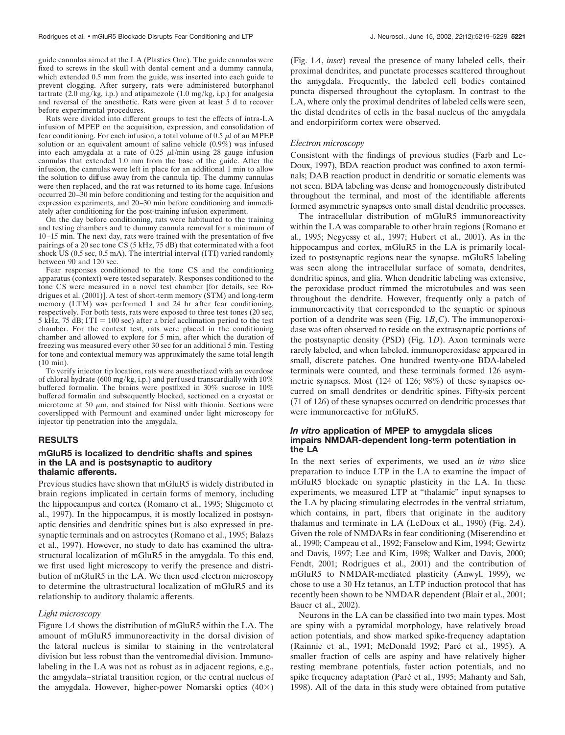guide cannulas aimed at the LA (Plastics One). The guide cannulas were fixed to screws in the skull with dental cement and a dummy cannula, which extended 0.5 mm from the guide, was inserted into each guide to prevent clogging. After surgery, rats were administered butorphanol tartrate (2.0 mg/kg, i.p.) and atipamezole (1.0 mg/kg, i.p.) for analgesia and reversal of the anesthetic. Rats were given at least 5 d to recover before experimental procedures.

Rats were divided into different groups to test the effects of intra-LA infusion of MPEP on the acquisition, expression, and consolidation of fear conditioning. For each infusion, a total volume of 0.5 μl of an MPEP solution or an equivalent amount of saline vehicle (0.9%) was infused into each amygdala at a rate of 0.25 μl/min using 28 gauge infusion cannulas that extended 1.0 mm from the base of the guide. After the infusion, the cannulas were left in place for an additional 1 min to allow the solution to diffuse away from the cannula tip. The dummy cannulas were then replaced, and the rat was returned to its home cage. Infusions occurred 20–30 min before conditioning and testing for the acquisition and expression experiments, and 20–30 min before conditioning and immediately after conditioning for the post-training infusion experiment.

On the day before conditioning, rats were habituated to the training and testing chambers and to dummy cannula removal for a minimum of 10–15 min. The next day, rats were trained with the presentation of five pairings of a 20 sec tone CS (5 kHz, 75 dB) that coterminated with a foot shock US (0.5 sec, 0.5 mA). The intertrial interval (ITI) varied randomly between 90 and 120 sec.

Fear responses conditioned to the tone CS and the conditioning apparatus (context) were tested separately. Responses conditioned to the tone CS were measured in a novel test chamber [for details, see Rodrigues et al. (2001)]. A test of short-term memory (STM) and long-term memory (LTM) was performed 1 and 24 hr after fear conditioning, respectively. For both tests, rats were exposed to three test tones (20 sec, 5 kHz, 75 dB; ITI = 100 sec) after a brief acclimation period to the test chamber. For the context test, rats were placed in the conditioning chamber and allowed to explore for 5 min, after which the duration of freezing was measured every other 30 sec for an additional 5 min. Testing for tone and contextual memory was approximately the same total length (10 min).

To verify injector tip location, rats were anesthetized with an overdose of chloral hydrate (600 mg/kg, i.p.) and perfused transcardially with 10% buffered formalin. The brains were postfixed in 30% sucrose in 10% buffered formalin and subsequently blocked, sectioned on a cryostat or microtome at 50 μm, and stained for Nissl with thionin. Sections were coverslipped with Permount and examined under light microscopy for injector tip penetration into the amygdala.

## RESULTS

### mGluR5 is localized to dendritic shafts and spines in the LA and is postsynaptic to auditory thalamic afferents.

Previous studies have shown that mGluR5 is widely distributed in brain regions implicated in certain forms of memory, including the hippocampus and cortex (Romano et al., 1995; Shigemoto et al., 1997). In the hippocampus, it is mostly localized in postsynaptic densities and dendritic spines but is also expressed in presynaptic terminals and on astrocytes (Romano et al., 1995; Balazs et al., 1997). However, no study to date has examined the ultrastructural localization of mGluR5 in the amygdala. To this end, we first used light microscopy to verify the presence and distribution of mGluR5 in the LA. We then used electron microscopy to determine the ultrastructural localization of mGluR5 and its relationship to auditory thalamic afferents.

#### *Light microscopy*

Figure 1*A* shows the distribution of mGluR5 within the LA. The amount of mGluR5 immunoreactivity in the dorsal division of the lateral nucleus is similar to staining in the ventrolateral division but less robust than the ventromedial division. Immunolabeling in the LA was not as robust as in adjacent regions, e.g., the amygdala–striatal transition region, or the central nucleus of the amygdala. However, higher-power Nomarski optics (40×) (Fig. 1*A*, *inset*) reveal the presence of many labeled cells, their proximal dendrites, and punctate processes scattered throughout the amygdala. Frequently, the labeled cell bodies contained puncta dispersed throughout the cytoplasm. In contrast to the LA, where only the proximal dendrites of labeled cells were seen, the distal dendrites of cells in the basal nucleus of the amygdala and endorpiriform cortex were observed.

#### *Electron microscopy*

Consistent with the findings of previous studies (Farb and LeDoux, 1997), BDA reaction product was confined to axon terminals; DAB reaction product in dendritic or somatic elements was not seen. BDA labeling was dense and homogeneously distributed throughout the terminal, and most of the identifiable afferents formed asymmetric synapses onto small distal dendritic processes.

The intracellular distribution of mGluR5 immunoreactivity within the LA was comparable to other brain regions (Romano et al., 1995; Negyessy et al., 1997; Hubert et al., 2001). As in the hippocampus and cortex, mGluR5 in the LA is primarily localized to postsynaptic regions near the synapse. mGluR5 labeling was seen along the intracellular surface of somata, dendrites, dendritic spines, and glia. When dendritic labeling was extensive, the peroxidase product rimmed the microtubules and was seen throughout the dendrite. However, frequently only a patch of immunoreactivity that corresponded to the synaptic or spinous portion of a dendrite was seen (Fig. 1*B*,*C*). The immunoperoxidase was often observed to reside on the extrasynaptic portions of the postsynaptic density (PSD) (Fig. 1*D*). Axon terminals were rarely labeled, and when labeled, immunoperoxidase appeared in small, discrete patches. One hundred twenty-one BDA-labeled terminals were counted, and these terminals formed 126 asymmetric synapses. Most (124 of 126; 98%) of these synapses occurred on small dendrites or dendritic spines. Fifty-six percent (71 of 126) of these synapses occurred on dendritic processes that were immunoreactive for mGluR5.

### *In vitro* application of MPEP to amygdala slices impairs NMDAR-dependent long-term potentiation in the LA

In the next series of experiments, we used an *in vitro* slice preparation to induce LTP in the LA to examine the impact of mGluR5 blockade on synaptic plasticity in the LA. In these experiments, we measured LTP at "thalamic" input synapses to the LA by placing stimulating electrodes in the ventral striatum, which contains, in part, fibers that originate in the auditory thalamus and terminate in LA (LeDoux et al., 1990) (Fig. 2*A*). Given the role of NMDARs in fear conditioning (Miserendino et al., 1990; Campeau et al., 1992; Fanselow and Kim, 1994; Gewirtz and Davis, 1997; Lee and Kim, 1998; Walker and Davis, 2000; Fendt, 2001; Rodrigues et al., 2001) and the contribution of mGluR5 to NMDAR-mediated plasticity (Anwyl, 1999), we chose to use a 30 Hz tetanus, an LTP induction protocol that has recently been shown to be NMDAR dependent (Blair et al., 2001; Bauer et al., 2002).

Neurons in the LA can be classified into two main types. Most are spiny with a pyramidal morphology, have relatively broad action potentials, and show marked spike-frequency adaptation (Rainnie et al., 1991; McDonald 1992; Paré et al., 1995). A smaller fraction of cells are aspiny and have relatively higher resting membrane potentials, faster action potentials, and no spike frequency adaptation (Paré et al., 1995; Mahanty and Sah, 1998). All of the data in this study were obtained from putative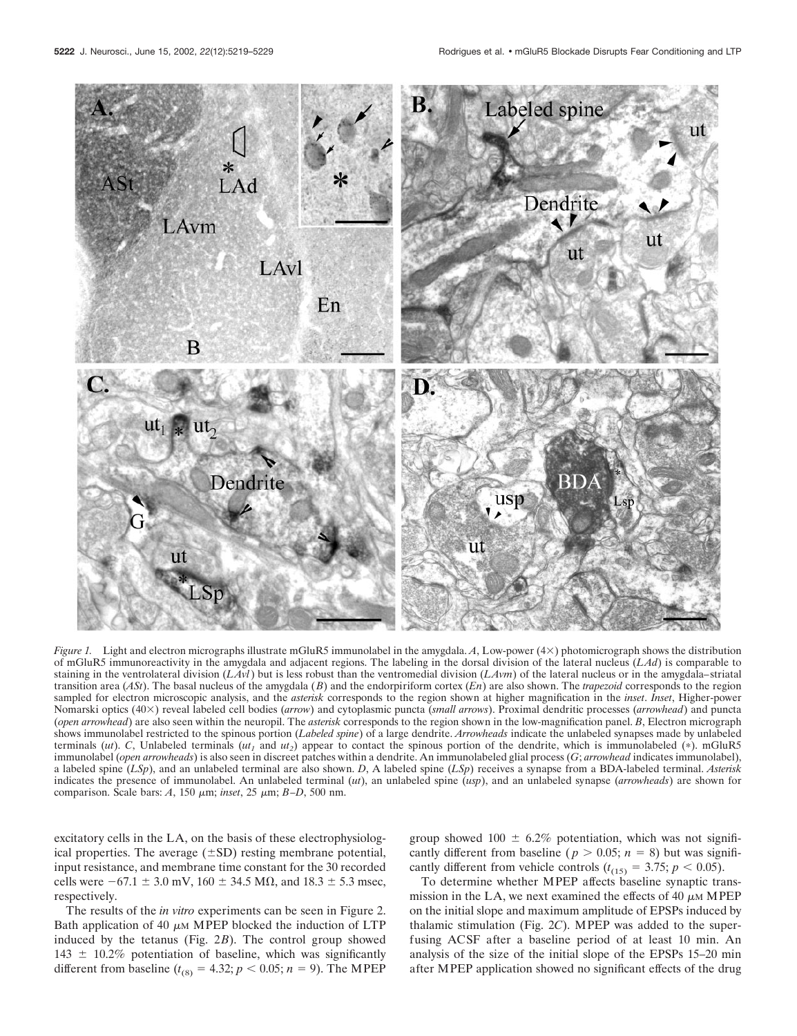*Figure 1.* Light and electron micrographs illustrate mGluR5 immunolabel in the amygdala. *A*, Low-power (4×) photomicrograph shows the distribution of mGluR5 immunoreactivity in the amygdala and adjacent regions. The labeling in the dorsal division of the lateral nucleus (*LAd*) is comparable to staining in the ventrolateral division (*LAvl*) but is less robust than the ventromedial division (*LAvm*) of the lateral nucleus or in the amygdala–striatal transition area (*ASt*). The basal nucleus of the amygdala (*B*) and the endorpiriform cortex (*En*) are also shown. The *trapezoid* corresponds to the region sampled for electron microscopic analysis, and the *asterisk* corresponds to the region shown at higher magnification in the *inset*. *Inset*, Higher-power Nomarski optics (40×) reveal labeled cell bodies (*arrow*) and cytoplasmic puncta (*small arrows*). Proximal dendritic processes (*arrowhead*) and puncta (*open arrowhead*) are also seen within the neuropil. The *asterisk* corresponds to the region shown in the low-magnification panel. *B*, Electron micrograph shows immunolabel restricted to the spinous portion (*Labeled spine*) of a large dendrite. *Arrowheads* indicate the unlabeled synapses made by unlabeled terminals (*ut*). *C*, Unlabeled terminals ($ut_1$ and $ut_2$) appear to contact the spinous portion of the dendrite, which is immunolabeled (*). mGluR5 immunolabel (*open arrowheads*) is also seen in discreet patches within a dendrite. An immunolabeled glial process (*G*; *arrowhead* indicates immunolabel), a labeled spine (*LSp*), and an unlabeled terminal are also shown. *D*, A labeled spine (*LSp*) receives a synapse from a BDA-labeled terminal. *Asterisk* indicates the presence of immunolabel. An unlabeled terminal (*ut*), an unlabeled spine (*usp*), and an unlabeled synapse (*arrowheads*) are shown for comparison. Scale bars: *A*, 150 μm; *inset*, 25 μm; *B–D*, 500 nm.

excitatory cells in the LA, on the basis of these electrophysiological properties. The average (±SD) resting membrane potential, input resistance, and membrane time constant for the 30 recorded cells were −67.1 ± 3.0 mV, 160 ± 34.5 MΩ, and 18.3 ± 5.3 msec, respectively.

The results of the *in vitro* experiments can be seen in Figure 2. Bath application of 40 μM MPEP blocked the induction of LTP induced by the tetanus (Fig. 2*B*). The control group showed 143 ± 10.2% potentiation of baseline, which was significantly different from baseline ($t_{(8)} = 4.32$; $p < 0.05$; $n = 9$). The MPEP group showed 100 ± 6.2% potentiation, which was not significantly different from baseline ($p > 0.05$; $n = 8$) but was significantly different from vehicle controls ($t_{(15)} = 3.75$; $p < 0.05$).

To determine whether MPEP affects baseline synaptic transmission in the LA, we next examined the effects of 40 μM MPEP on the initial slope and maximum amplitude of EPSPs induced by thalamic stimulation (Fig. 2*C*). MPEP was added to the superfusing ACSF after a baseline period of at least 10 min. An analysis of the size of the initial slope of the EPSPs 15–20 min after MPEP application showed no significant effects of the drug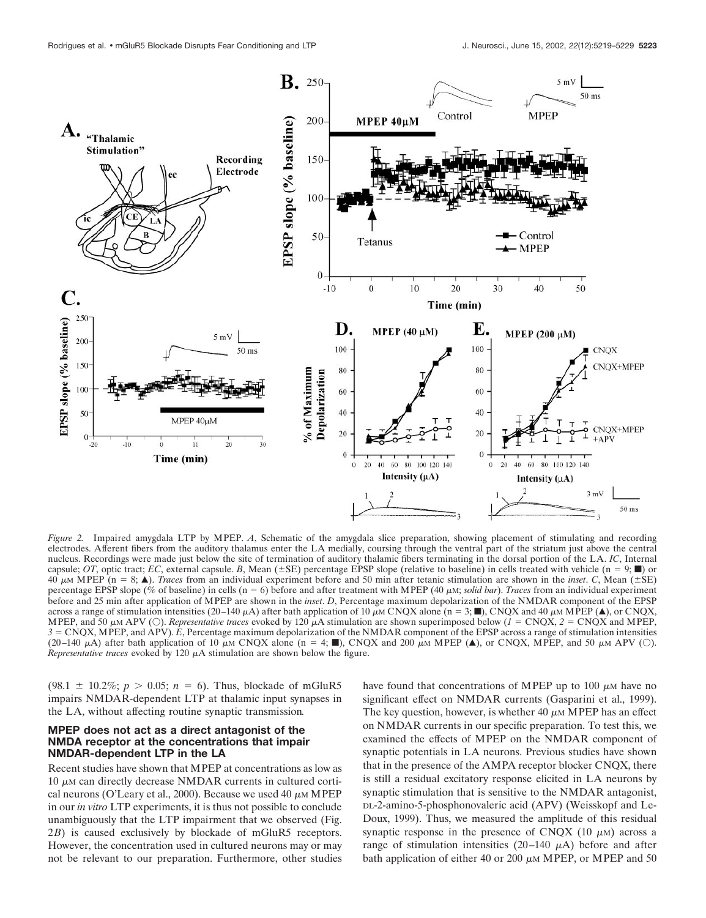*Figure 2.* Impaired amygdala LTP by MPEP. *A*, Schematic of the amygdala slice preparation, showing placement of stimulating and recording electrodes. Afferent fibers from the auditory thalamus enter the LA medially, coursing through the ventral part of the striatum just above the central nucleus. Recordings were made just below the site of termination of auditory thalamic fibers terminating in the dorsal portion of the LA. *IC*, Internal capsule; *OT*, optic tract; *EC*, external capsule. *B*, Mean (±SE) percentage EPSP slope (relative to baseline) in cells treated with vehicle (n = 9; ■) or 40 μM MPEP (n = 8; ▲). *Traces* from an individual experiment before and 50 min after tetanic stimulation are shown in the *inset*. *C*, Mean (±SE) percentage EPSP slope (% of baseline) in cells (n = 6) before and after treatment with MPEP (40 μM; *solid bar*). *Traces* from an individual experiment before and 25 min after application of MPEP are shown in the *inset*. *D*, Percentage maximum depolarization of the NMDAR component of the EPSP across a range of stimulation intensities (20–140 μA) after bath application of 10 μM CNQX alone (n = 3; ■), CNQX and 40 μM MPEP (▲), or CNQX, MPEP, and 50 μM APV (○). *Representative traces* evoked by 120 μA stimulation are shown superimposed below (*1* = CNQX, *2* = CNQX and MPEP, *3* = CNQX, MPEP, and APV). *E*, Percentage maximum depolarization of the NMDAR component of the EPSP across a range of stimulation intensities (20–140 μA) after bath application of 10 μM CNQX alone (n = 4; ■), CNQX and 200 μM MPEP (▲), or CNQX, MPEP, and 50 μM APV (○). *Representative traces* evoked by 120 μA stimulation are shown below the figure.

(98.1 ± 10.2%; $p > 0.05$; $n = 6$). Thus, blockade of mGluR5 impairs NMDAR-dependent LTP at thalamic input synapses in the LA, without affecting routine synaptic transmission.

### MPEP does not act as a direct antagonist of the NMDA receptor at the concentrations that impair NMDAR-dependent LTP in the LA

Recent studies have shown that MPEP at concentrations as low as 10 μM can directly decrease NMDAR currents in cultured cortical neurons (O'Leary et al., 2000). Because we used 40 μM MPEP in our *in vitro* LTP experiments, it is thus not possible to conclude unambiguously that the LTP impairment that we observed (Fig. 2*B*) is caused exclusively by blockade of mGluR5 receptors. However, the concentration used in cultured neurons may or may not be relevant to our preparation. Furthermore, other studies have found that concentrations of MPEP up to 100 μM have no significant effect on NMDAR currents (Gasparini et al., 1999). The key question, however, is whether 40 μM MPEP has an effect on NMDAR currents in our specific preparation. To test this, we examined the effects of MPEP on the NMDAR component of synaptic potentials in LA neurons. Previous studies have shown that in the presence of the AMPA receptor blocker CNQX, there is still a residual excitatory response elicited in LA neurons by synaptic stimulation that is sensitive to the NMDAR antagonist, DL-2-amino-5-phosphonovaleric acid (APV) (Weisskopf and LeDoux, 1999). Thus, we measured the amplitude of this residual synaptic response in the presence of CNQX (10 μM) across a range of stimulation intensities (20–140 μA) before and after bath application of either 40 or 200 μM MPEP, or MPEP and 50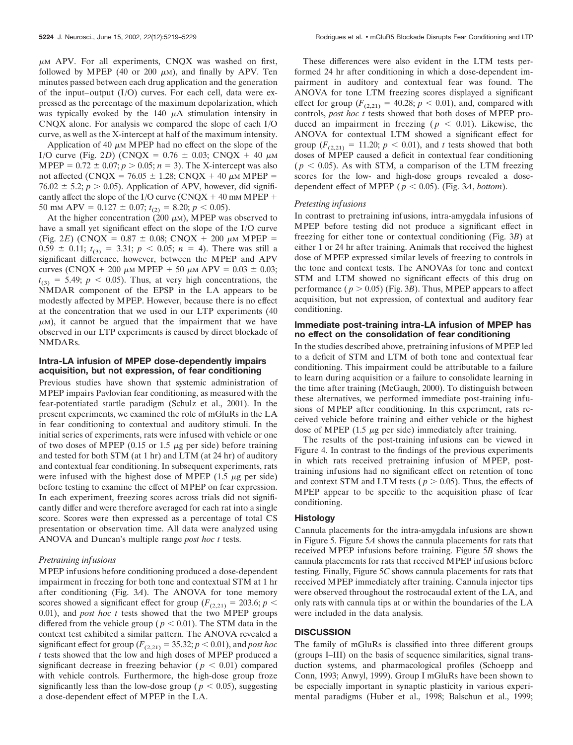μM APV. For all experiments, CNQX was washed on first, followed by MPEP (40 or 200 μM), and finally by APV. Ten minutes passed between each drug application and the generation of the input–output (I/O) curves. For each cell, data were expressed as the percentage of the maximum depolarization, which was typically evoked by the 140 μA stimulation intensity in CNQX alone. For analysis we compared the slope of each I/O curve, as well as the X-intercept at half of the maximum intensity.

Application of 40 μM MPEP had no effect on the slope of the I/O curve (Fig. 2*D*) (CNQX = 0.76 ± 0.03; CNQX + 40 μM MPEP = 0.72 ± 0.07; $p > 0.05$; $n = 3$). The X-intercept was also not affected (CNQX = 76.05 ± 1.28; CNQX + 40 μM MPEP = 76.02 ± 5.2; $p > 0.05$). Application of APV, however, did significantly affect the slope of the I/O curve (CNQX + 40 mM MPEP + 50 mM APV = 0.127 ± 0.07; $t_{(2)} = 8.20$; $p < 0.05$).

At the higher concentration (200 μM), MPEP was observed to have a small yet significant effect on the slope of the I/O curve (Fig. 2*E*) (CNQX = 0.87 ± 0.08; CNQX + 200 μM MPEP = 0.59 ± 0.11; $t_{(3)} = 3.31$; $p < 0.05$; $n = 4$). There was still a significant difference, however, between the MPEP and APV curves (CNQX + 200 μM MPEP + 50 μM APV = 0.03 ± 0.03; $t_{(3)} = 5.49$; $p < 0.05$). Thus, at very high concentrations, the NMDAR component of the EPSP in the LA appears to be modestly affected by MPEP. However, because there is no effect at the concentration that we used in our LTP experiments (40 μM), it cannot be argued that the impairment that we have observed in our LTP experiments is caused by direct blockade of NMDARs.

### Intra-LA infusion of MPEP dose-dependently impairs acquisition, but not expression, of fear conditioning

Previous studies have shown that systemic administration of MPEP impairs Pavlovian fear conditioning, as measured with the fear-potentiated startle paradigm (Schulz et al., 2001). In the present experiments, we examined the role of mGluRs in the LA in fear conditioning to contextual and auditory stimuli. In the initial series of experiments, rats were infused with vehicle or one of two doses of MPEP (0.15 or 1.5 μg per side) before training and tested for both STM (at 1 hr) and LTM (at 24 hr) of auditory and contextual fear conditioning. In subsequent experiments, rats were infused with the highest dose of MPEP (1.5 μg per side) before testing to examine the effect of MPEP on fear expression. In each experiment, freezing scores across trials did not significantly differ and were therefore averaged for each rat into a single score. Scores were then expressed as a percentage of total CS presentation or observation time. All data were analyzed using ANOVA and Duncan's multiple range *post hoc t* tests.

#### *Pretraining infusions*

MPEP infusions before conditioning produced a dose-dependent impairment in freezing for both tone and contextual STM at 1 hr after conditioning (Fig. 3*A*). The ANOVA for tone memory scores showed a significant effect for group ($F_{(2,21)} = 203.6$; $p < 0.01$), and *post hoc t* tests showed that the two MPEP groups differed from the vehicle group ($p < 0.01$). The STM data in the context test exhibited a similar pattern. The ANOVA revealed a significant effect for group ($F_{(2,21)} = 35.32$; $p < 0.01$), and *post hoc t* tests showed that the low and high doses of MPEP produced a significant decrease in freezing behavior ($p < 0.01$) compared with vehicle controls. Furthermore, the high-dose group froze significantly less than the low-dose group ($p < 0.05$), suggesting a dose-dependent effect of MPEP in the LA.

These differences were also evident in the LTM tests performed 24 hr after conditioning in which a dose-dependent impairment in auditory and contextual fear was found. The ANOVA for tone LTM freezing scores displayed a significant effect for group ($F_{(2,21)} = 40.28$; $p < 0.01$), and, compared with controls, *post hoc t* tests showed that both doses of MPEP produced an impairment in freezing ($p < 0.01$). Likewise, the ANOVA for contextual LTM showed a significant effect for group ($F_{(2,21)} = 11.20$; $p < 0.01$), and *t* tests showed that both doses of MPEP caused a deficit in contextual fear conditioning ($p < 0.05$). As with STM, a comparison of the LTM freezing scores for the low- and high-dose groups revealed a dose-dependent effect of MPEP ($p < 0.05$). (Fig. 3*A*, *bottom*).

#### *Pretesting infusions*

In contrast to pretraining infusions, intra-amygdala infusions of MPEP before testing did not produce a significant effect in freezing for either tone or contextual conditioning (Fig. 3*B*) at either 1 or 24 hr after training. Animals that received the highest dose of MPEP expressed similar levels of freezing to controls in the tone and context tests. The ANOVAs for tone and context STM and LTM showed no significant effects of this drug on performance ($p > 0.05$) (Fig. 3*B*). Thus, MPEP appears to affect acquisition, but not expression, of contextual and auditory fear conditioning.

### Immediate post-training intra-LA infusion of MPEP has no effect on the consolidation of fear conditioning

In the studies described above, pretraining infusions of MPEP led to a deficit of STM and LTM of both tone and contextual fear conditioning. This impairment could be attributable to a failure to learn during acquisition or a failure to consolidate learning in the time after training (McGaugh, 2000). To distinguish between these alternatives, we performed immediate post-training infusions of MPEP after conditioning. In this experiment, rats received vehicle before training and either vehicle or the highest dose of MPEP (1.5 μg per side) immediately after training.

The results of the post-training infusions can be viewed in Figure 4. In contrast to the findings of the previous experiments in which rats received pretraining infusion of MPEP, post-training infusions had no significant effect on retention of tone and context STM and LTM tests ($p > 0.05$). Thus, the effects of MPEP appear to be specific to the acquisition phase of fear conditioning.

### Histology

Cannula placements for the intra-amygdala infusions are shown in Figure 5. Figure 5*A* shows the cannula placements for rats that received MPEP infusions before training. Figure 5*B* shows the cannula placements for rats that received MPEP infusions before testing. Finally, Figure 5*C* shows cannula placements for rats that received MPEP immediately after training. Cannula injector tips were observed throughout the rostrocaudal extent of the LA, and only rats with cannula tips at or within the boundaries of the LA were included in the data analysis.

## DISCUSSION

The family of mGluRs is classified into three different groups (groups I–III) on the basis of sequence similarities, signal transduction systems, and pharmacological profiles (Schoepp and Conn, 1993; Anwyl, 1999). Group I mGluRs have been shown to be especially important in synaptic plasticity in various experimental paradigms (Huber et al., 1998; Balschun et al., 1999;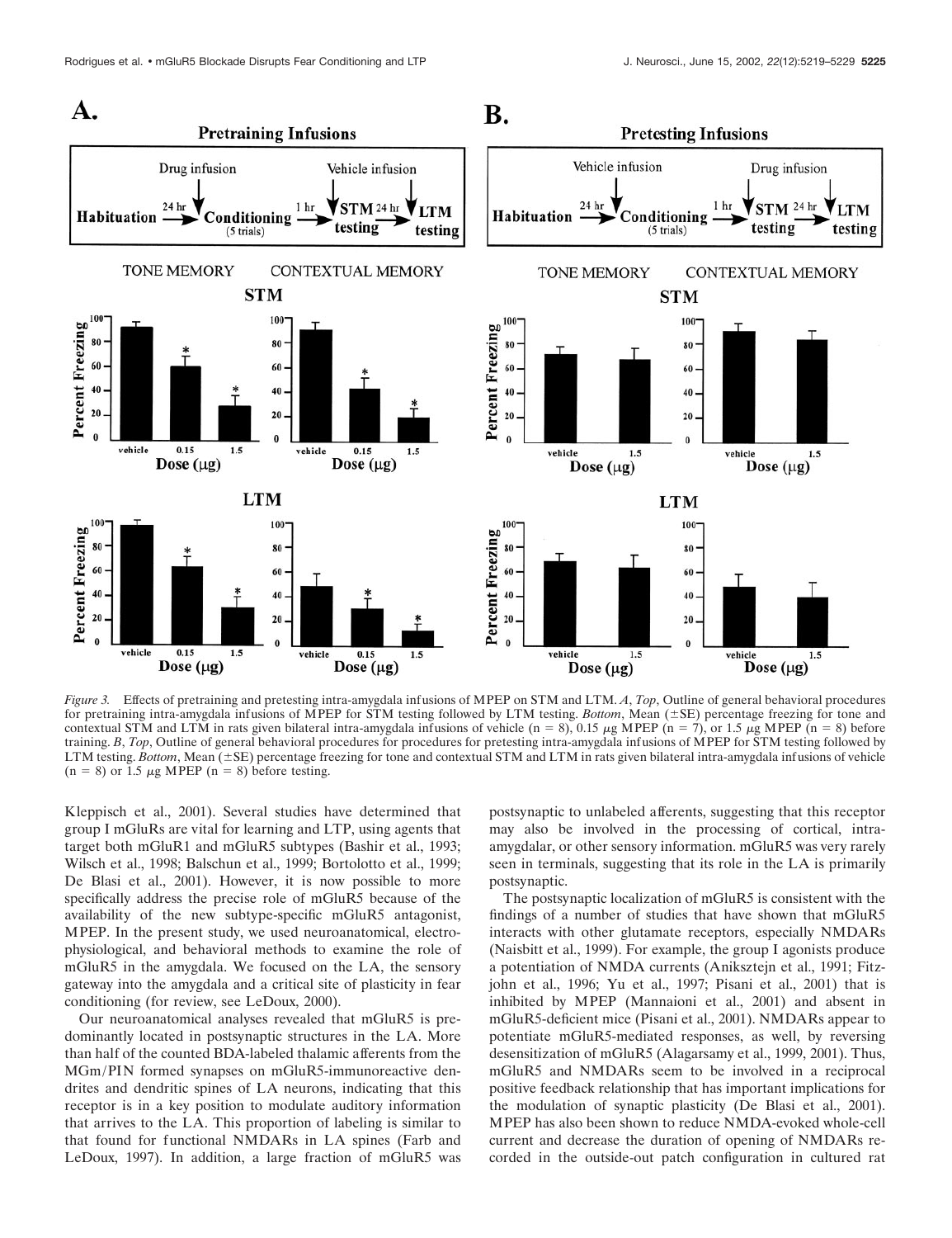*Figure 3.* Effects of pretraining and pretesting intra-amygdala infusions of MPEP on STM and LTM. *A*, *Top*, Outline of general behavioral procedures for pretraining intra-amygdala infusions of MPEP for STM testing followed by LTM testing. *Bottom*, Mean (±SE) percentage freezing for tone and contextual STM and LTM in rats given bilateral intra-amygdala infusions of vehicle (n = 8), 0.15 μg MPEP (n = 7), or 1.5 μg MPEP (n = 8) before training. *B*, *Top*, Outline of general behavioral procedures for procedures for pretesting intra-amygdala infusions of MPEP for STM testing followed by LTM testing. *Bottom*, Mean (±SE) percentage freezing for tone and contextual STM and LTM in rats given bilateral intra-amygdala infusions of vehicle (n = 8) or 1.5 μg MPEP (n = 8) before testing.

Kleppisch et al., 2001). Several studies have determined that group I mGluRs are vital for learning and LTP, using agents that target both mGluR1 and mGluR5 subtypes (Bashir et al., 1993; Wilsch et al., 1998; Balschun et al., 1999; Bortolotto et al., 1999; De Blasi et al., 2001). However, it is now possible to more specifically address the precise role of mGluR5 because of the availability of the new subtype-specific mGluR5 antagonist, MPEP. In the present study, we used neuroanatomical, electrophysiological, and behavioral methods to examine the role of mGluR5 in the amygdala. We focused on the LA, the sensory gateway into the amygdala and a critical site of plasticity in fear conditioning (for review, see LeDoux, 2000).

Our neuroanatomical analyses revealed that mGluR5 is predominantly located in postsynaptic structures in the LA. More than half of the counted BDA-labeled thalamic afferents from the MGm/PIN formed synapses on mGluR5-immunoreactive dendrites and dendritic spines of LA neurons, indicating that this receptor is in a key position to modulate auditory information that arrives to the LA. This proportion of labeling is similar to that found for functional NMDARs in LA spines (Farb and LeDoux, 1997). In addition, a large fraction of mGluR5 was postsynaptic to unlabeled afferents, suggesting that this receptor may also be involved in the processing of cortical, intra-amygdalar, or other sensory information. mGluR5 was very rarely seen in terminals, suggesting that its role in the LA is primarily postsynaptic.

The postsynaptic localization of mGluR5 is consistent with the findings of a number of studies that have shown that mGluR5 interacts with other glutamate receptors, especially NMDARs (Naisbitt et al., 1999). For example, the group I agonists produce a potentiation of NMDA currents (Aniksztejn et al., 1991; Fitzjohn et al., 1996; Yu et al., 1997; Pisani et al., 2001) that is inhibited by MPEP (Mannaioni et al., 2001) and absent in mGluR5-deficient mice (Pisani et al., 2001). NMDARs appear to potentiate mGluR5-mediated responses, as well, by reversing desensitization of mGluR5 (Alagarsamy et al., 1999, 2001). Thus, mGluR5 and NMDARs seem to be involved in a reciprocal positive feedback relationship that has important implications for the modulation of synaptic plasticity (De Blasi et al., 2001). MPEP has also been shown to reduce NMDA-evoked whole-cell current and decrease the duration of opening of NMDARs recorded in the outside-out patch configuration in cultured rat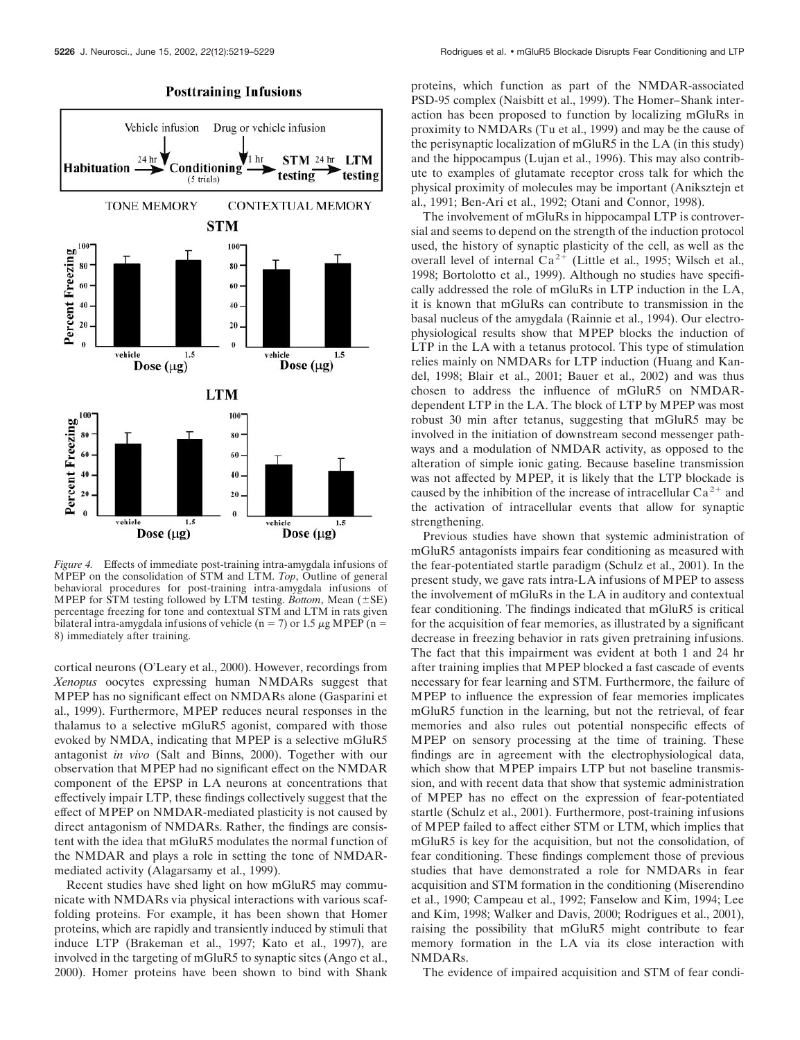Figure 4. Effects of immediate post-training intra-amygdala infusions of MPEP on the consolidation of STM and LTM. *Top*, Outline of general behavioral procedures for post-training intra-amygdala infusions of MPEP for STM testing followed by LTM testing. *Bottom*, Mean (±SE) percentage freezing for tone and contextual STM and LTM in rats given bilateral intra-amygdala infusions of vehicle (n = 7) or 1.5 μg MPEP (n = 8) immediately after training.

cortical neurons (O'Leary et al., 2000). However, recordings from *Xenopus* oocytes expressing human NMDARs suggest that MPEP has no significant effect on NMDARs alone (Gasparini et al., 1999). Furthermore, MPEP reduces neural responses in the thalamus to a selective mGluR5 agonist, compared with those evoked by NMDA, indicating that MPEP is a selective mGluR5 antagonist *in vivo* (Salt and Binns, 2000). Together with our observation that MPEP had no significant effect on the NMDAR component of the EPSP in LA neurons at concentrations that effectively impair LTP, these findings collectively suggest that the effect of MPEP on NMDAR-mediated plasticity is not caused by direct antagonism of NMDARs. Rather, the findings are consistent with the idea that mGluR5 modulates the normal function of the NMDAR and plays a role in setting the tone of NMDAR-mediated activity (Alagarsamy et al., 1999).

Recent studies have shed light on how mGluR5 may communicate with NMDARs via physical interactions with various scaffolding proteins. For example, it has been shown that Homer proteins, which are rapidly and transiently induced by stimuli that induce LTP (Brakeman et al., 1997; Kato et al., 1997), are involved in the targeting of mGluR5 to synaptic sites (Ango et al., 2000). Homer proteins have been shown to bind with Shank proteins, which function as part of the NMDAR-associated PSD-95 complex (Naisbitt et al., 1999). The Homer–Shank interaction has been proposed to function by localizing mGluRs in proximity to NMDARs (Tu et al., 1999) and may be the cause of the perisynaptic localization of mGluR5 in the LA (in this study) and the hippocampus (Lujan et al., 1996). This may also contribute to examples of glutamate receptor cross talk for which the physical proximity of molecules may be important (Aniksztejn et al., 1991; Ben-Ari et al., 1992; Otani and Connor, 1998).

The involvement of mGluRs in hippocampal LTP is controversial and seems to depend on the strength of the induction protocol used, the history of synaptic plasticity of the cell, as well as the overall level of internal $Ca^{2+}$ (Little et al., 1995; Wilsch et al., 1998; Bortolotto et al., 1999). Although no studies have specifically addressed the role of mGluRs in LTP induction in the LA, it is known that mGluRs can contribute to transmission in the basal nucleus of the amygdala (Rainnie et al., 1994). Our electrophysiological results show that MPEP blocks the induction of LTP in the LA with a tetanus protocol. This type of stimulation relies mainly on NMDARs for LTP induction (Huang and Kandel, 1998; Blair et al., 2001; Bauer et al., 2002) and was thus chosen to address the influence of mGluR5 on NMDAR-dependent LTP in the LA. The block of LTP by MPEP was most robust 30 min after tetanus, suggesting that mGluR5 may be involved in the initiation of downstream second messenger pathways and a modulation of NMDAR activity, as opposed to the alteration of simple ionic gating. Because baseline transmission was not affected by MPEP, it is likely that the LTP blockade is caused by the inhibition of the increase of intracellular $Ca^{2+}$ and the activation of intracellular events that allow for synaptic strengthening.

Previous studies have shown that systemic administration of mGluR5 antagonists impairs fear conditioning as measured with the fear-potentiated startle paradigm (Schulz et al., 2001). In the present study, we gave rats intra-LA infusions of MPEP to assess the involvement of mGluRs in the LA in auditory and contextual fear conditioning. The findings indicated that mGluR5 is critical for the acquisition of fear memories, as illustrated by a significant decrease in freezing behavior in rats given pretraining infusions. The fact that this impairment was evident at both 1 and 24 hr after training implies that MPEP blocked a fast cascade of events necessary for fear learning and STM. Furthermore, the failure of MPEP to influence the expression of fear memories implicates mGluR5 function in the learning, but not the retrieval, of fear memories and also rules out potential nonspecific effects of MPEP on sensory processing at the time of training. These findings are in agreement with the electrophysiological data, which show that MPEP impairs LTP but not baseline transmission, and with recent data that show that systemic administration of MPEP has no effect on the expression of fear-potentiated startle (Schulz et al., 2001). Furthermore, post-training infusions of MPEP failed to affect either STM or LTM, which implies that mGluR5 is key for the acquisition, but not the consolidation, of fear conditioning. These findings complement those of previous studies that have demonstrated a role for NMDARs in fear acquisition and STM formation in the conditioning (Miserendino et al., 1990; Campeau et al., 1992; Fanselow and Kim, 1994; Lee and Kim, 1998; Walker and Davis, 2000; Rodrigues et al., 2001), raising the possibility that mGluR5 might contribute to fear memory formation in the LA via its close interaction with NMDARs.

The evidence of impaired acquisition and STM of fear condi-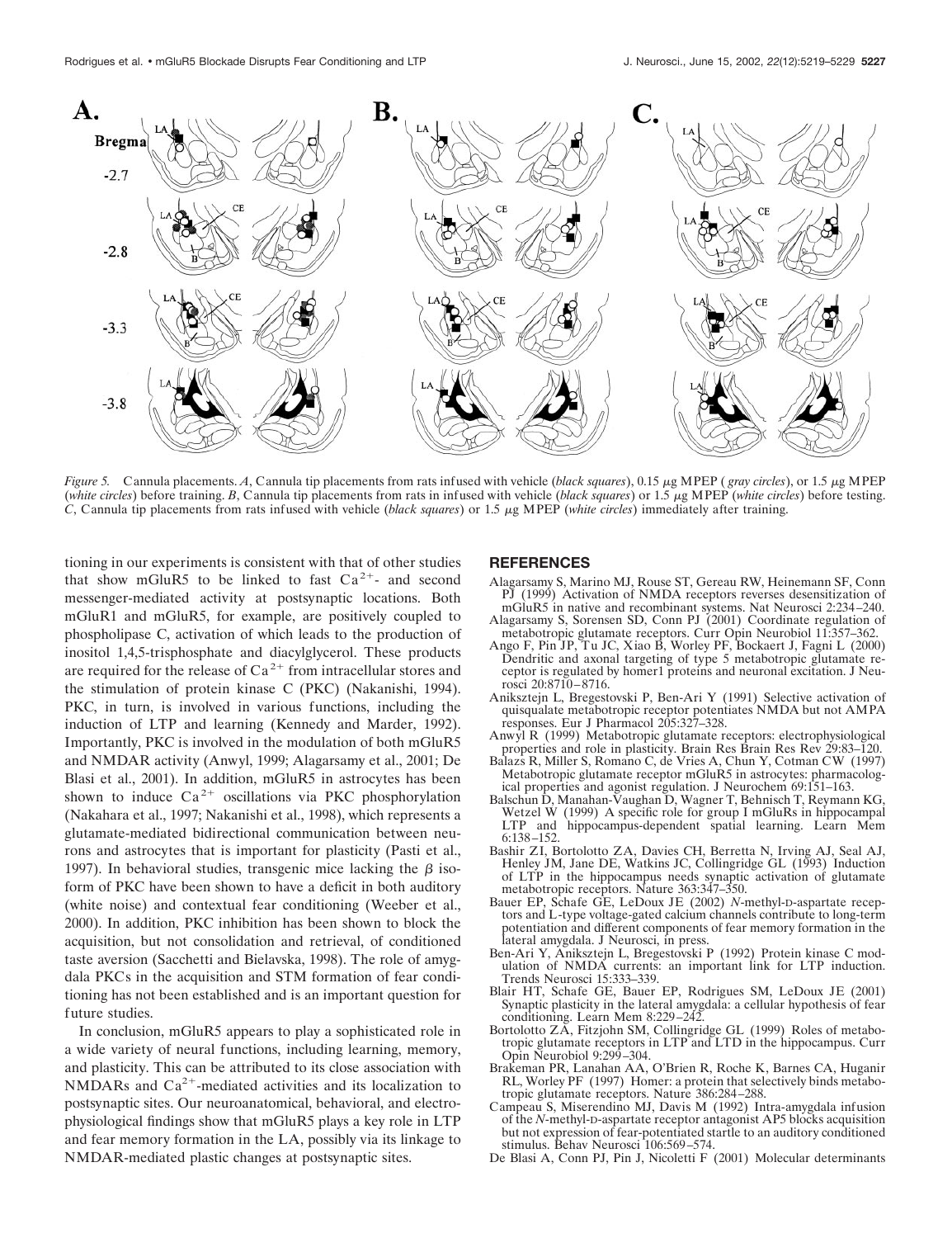*Figure 5.* Cannula placements. *A*, Cannula tip placements from rats infused with vehicle (*black squares*), 0.15 μg MPEP (*gray circles*), or 1.5 μg MPEP (*white circles*) before training. *B*, Cannula tip placements from rats in infused with vehicle (*black squares*) or 1.5 μg MPEP (*white circles*) before testing. *C*, Cannula tip placements from rats infused with vehicle (*black squares*) or 1.5 μg MPEP (*white circles*) immediately after training.

tioning in our experiments is consistent with that of other studies that show mGluR5 to be linked to fast $Ca^{2+}$- and second messenger-mediated activity at postsynaptic locations. Both mGluR1 and mGluR5, for example, are positively coupled to phospholipase C, activation of which leads to the production of inositol 1,4,5-trisphosphate and diacylglycerol. These products are required for the release of $Ca^{2+}$ from intracellular stores and the stimulation of protein kinase C (PKC) (Nakanishi, 1994). PKC, in turn, is involved in various functions, including the induction of LTP and learning (Kennedy and Marder, 1992). Importantly, PKC is involved in the modulation of both mGluR5 and NMDAR activity (Anwyl, 1999; Alagarsamy et al., 2001; De Blasi et al., 2001). In addition, mGluR5 in astrocytes has been shown to induce $Ca^{2+}$ oscillations via PKC phosphorylation (Nakahara et al., 1997; Nakanishi et al., 1998), which represents a glutamate-mediated bidirectional communication between neurons and astrocytes that is important for plasticity (Pasti et al., 1997). In behavioral studies, transgenic mice lacking the $\beta$ isoform of PKC have been shown to have a deficit in both auditory (white noise) and contextual fear conditioning (Weeber et al., 2000). In addition, PKC inhibition has been shown to block the acquisition, but not consolidation and retrieval, of conditioned taste aversion (Sacchetti and Bielavska, 1998). The role of amygdala PKCs in the acquisition and STM formation of fear conditioning has not been established and is an important question for future studies.

In conclusion, mGluR5 appears to play a sophisticated role in a wide variety of neural functions, including learning, memory, and plasticity. This can be attributed to its close association with NMDARs and $Ca^{2+}$-mediated activities and its localization to postsynaptic sites. Our neuroanatomical, behavioral, and electrophysiological findings show that mGluR5 plays a key role in LTP and fear memory formation in the LA, possibly via its linkage to NMDAR-mediated plastic changes at postsynaptic sites.

## REFERENCES

Alagarsamy S, Marino MJ, Rouse ST, Gereau RW, Heinemann SF, Conn PJ (1999) Activation of NMDA receptors reverses desensitization of mGluR5 in native and recombinant systems. Nat Neurosci 2:234–240.

Alagarsamy S, Sorensen SD, Conn PJ (2001) Coordinate regulation of metabotropic glutamate receptors. Curr Opin Neurobiol 11:357–362.

Ango F, Pin JP, Tu JC, Xiao B, Worley PF, Bockaert J, Fagni L (2000) Dendritic and axonal targeting of type 5 metabotropic glutamate receptor is regulated by homer1 proteins and neuronal excitation. J Neurosci 20:8710–8716.

Aniksztejn L, Bregestovski P, Ben-Ari Y (1991) Selective activation of quisqualate metabotropic receptor potentiates NMDA but not AMPA responses. Eur J Pharmacol 205:327–328.

Anwyl R (1999) Metabotropic glutamate receptors: electrophysiological properties and role in plasticity. Brain Res Brain Res Rev 29:83–120.

Balazs R, Miller S, Romano C, de Vries A, Chun Y, Cotman CW (1997) Metabotropic glutamate receptor mGluR5 in astrocytes: pharmacological properties and agonist regulation. J Neurochem 69:151–163.

Balschun D, Manahan-Vaughan D, Wagner T, Behnisch T, Reymann KG, Wetzel W (1999) A specific role for group I mGluRs in hippocampal LTP and hippocampus-dependent spatial learning. Learn Mem 6:138–152.

Bashir ZI, Bortolotto ZA, Davies CH, Berretta N, Irving AJ, Seal AJ, Henley JM, Jane DE, Watkins JC, Collingridge GL (1993) Induction of LTP in the hippocampus needs synaptic activation of glutamate metabotropic receptors. Nature 363:347–350.

Bauer EP, Schafe GE, LeDoux JE (2002) *N*-methyl-D-aspartate receptors and L-type voltage-gated calcium channels contribute to long-term potentiation and different components of fear memory formation in the lateral amygdala. J Neurosci, in press.

Ben-Ari Y, Aniksztejn L, Bregestovski P (1992) Protein kinase C modulation of NMDA currents: an important link for LTP induction. Trends Neurosci 15:333–339.

Blair HT, Schafe GE, Bauer EP, Rodrigues SM, LeDoux JE (2001) Synaptic plasticity in the lateral amygdala: a cellular hypothesis of fear conditioning. Learn Mem 8:229–242.

Bortolotto ZA, Fitzjohn SM, Collingridge GL (1999) Roles of metabotropic glutamate receptors in LTP and LTD in the hippocampus. Curr Opin Neurobiol 9:299–304.

Brakeman PR, Lanahan AA, O'Brien R, Roche K, Barnes CA, Huganir RL, Worley PF (1997) Homer: a protein that selectively binds metabotropic glutamate receptors. Nature 386:284–288.

Campeau S, Miserendino MJ, Davis M (1992) Intra-amygdala infusion of the *N*-methyl-D-aspartate receptor antagonist AP5 blocks acquisition but not expression of fear-potentiated startle to an auditory conditioned stimulus. Behav Neurosci 106:569–574.

De Blasi A, Conn PJ, Pin J, Nicoletti F (2001) Molecular determinants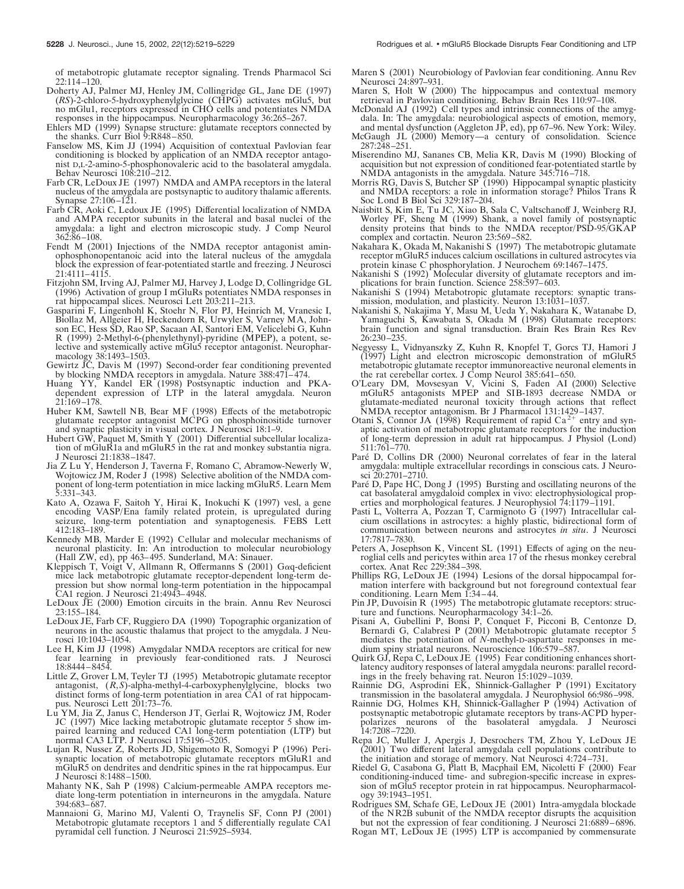of metabotropic glutamate receptor signaling. Trends Pharmacol Sci 22:114–120.

Doherty AJ, Palmer MJ, Henley JM, Collingridge GL, Jane DE (1997) (*RS*)-2-chloro-5-hydroxyphenylglycine (CHPG) activates mGlu5, but no mGlu1, receptors expressed in CHO cells and potentiates NMDA responses in the hippocampus. Neuropharmacology 36:265–267.

Ehlers MD (1999) Synapse structure: glutamate receptors connected by the shanks. Curr Biol 9:R848–850.

Fanselow MS, Kim JJ (1994) Acquisition of contextual Pavlovian fear conditioning is blocked by application of an NMDA receptor antagonist D,L-2-amino-5-phosphonovaleric acid to the basolateral amygdala. Behav Neurosci 108:210–212.

Farb CR, LeDoux JE (1997) NMDA and AMPA receptors in the lateral nucleus of the amygdala are postsynaptic to auditory thalamic afferents. Synapse 27:106–121.

Farb CR, Aoki C, Ledoux JE (1995) Differential localization of NMDA and AMPA receptor subunits in the lateral and basal nuclei of the amygdala: a light and electron microscopic study. J Comp Neurol 362:86–108.

Fendt M (2001) Injections of the NMDA receptor antagonist aminophosphonopentanoic acid into the lateral nucleus of the amygdala block the expression of fear-potentiated startle and freezing. J Neurosci 21:4111–4115.

Fitzjohn SM, Irving AJ, Palmer MJ, Harvey J, Lodge D, Collingridge GL (1996) Activation of group I mGluRs potentiates NMDA responses in rat hippocampal slices. Neurosci Lett 203:211–213.

Gasparini F, Lingenhohl K, Stoehr N, Flor PJ, Heinrich M, Vranesic I, Biollaz M, Allgeier H, Heckendorn R, Urwyler S, Varney MA, Johnson EC, Hess SD, Rao SP, Sacaan AI, Santori EM, Velicelebi G, Kuhn R (1999) 2-Methyl-6-(phenylethynyl)-pyridine (MPEP), a potent, selective and systemically active mGlu5 receptor antagonist. Neuropharmacology 38:1493–1503.

Gewirtz JC, Davis M (1997) Second-order fear conditioning prevented by blocking NMDA receptors in amygdala. Nature 388:471–474.

Huang YY, Kandel ER (1998) Postsynaptic induction and PKA-dependent expression of LTP in the lateral amygdala. Neuron 21:169–178.

Huber KM, Sawtell NB, Bear MF (1998) Effects of the metabotropic glutamate receptor antagonist MCPG on phosphoinositide turnover and synaptic plasticity in visual cortex. J Neurosci 18:1–9.

Hubert GW, Paquet M, Smith Y (2001) Differential subcellular localization of mGluR1a and mGluR5 in the rat and monkey substantia nigra. J Neurosci 21:1838–1847.

Jia Z Lu Y, Henderson J, Taverna F, Romano C, Abramow-Newerly W, Wojtowicz JM, Roder J (1998) Selective abolition of the NMDA component of long-term potentiation in mice lacking mGluR5. Learn Mem 5:331–343.

Kato A, Ozawa F, Saitoh Y, Hirai K, Inokuchi K (1997) vesl, a gene encoding VASP/Ena family related protein, is upregulated during seizure, long-term potentiation and synaptogenesis. FEBS Lett 412:183–189.

Kennedy MB, Marder E (1992) Cellular and molecular mechanisms of neuronal plasticity. In: An introduction to molecular neurobiology (Hall ZW, ed), pp 463–495. Sunderland, MA: Sinauer.

Kleppisch T, Voigt V, Allmann R, Offermanns S (2001) Gαq-deficient mice lack metabotropic glutamate receptor-dependent long-term depression but show normal long-term potentiation in the hippocampal CA1 region. J Neurosci 21:4943–4948.

LeDoux JE (2000) Emotion circuits in the brain. Annu Rev Neurosci 23:155–184.

LeDoux JE, Farb CF, Ruggiero DA (1990) Topographic organization of neurons in the acoustic thalamus that project to the amygdala. J Neurosci 10:1043–1054.

Lee H, Kim JJ (1998) Amygdalar NMDA receptors are critical for new fear learning in previously fear-conditioned rats. J Neurosci 18:8444–8454.

Little Z, Grover LM, Teyler TJ (1995) Metabotropic glutamate receptor antagonist, (*R,S*)-alpha-methyl-4-carboxyphenylglycine, blocks two distinct forms of long-term potentiation in area CA1 of rat hippocampus. Neurosci Lett 201:73–76.

Lu YM, Jia Z, Janus C, Henderson JT, Gerlai R, Wojtowicz JM, Roder JC (1997) Mice lacking metabotropic glutamate receptor 5 show impaired learning and reduced CA1 long-term potentiation (LTP) but normal CA3 LTP. J Neurosci 17:5196–5205.

Lujan R, Nusser Z, Roberts JD, Shigemoto R, Somogyi P (1996) Perisynaptic location of metabotropic glutamate receptors mGluR1 and mGluR5 on dendrites and dendritic spines in the rat hippocampus. Eur J Neurosci 8:1488–1500.

Mahanty NK, Sah P (1998) Calcium-permeable AMPA receptors mediate long-term potentiation in interneurons in the amygdala. Nature 394:683–687.

Mannaioni G, Marino MJ, Valenti O, Traynelis SF, Conn PJ (2001) Metabotropic glutamate receptors 1 and 5 differentially regulate CA1 pyramidal cell function. J Neurosci 21:5925–5934.

Maren S (2001) Neurobiology of Pavlovian fear conditioning. Annu Rev Neurosci 24:897–931.

Maren S, Holt W (2000) The hippocampus and contextual memory retrieval in Pavlovian conditioning. Behav Brain Res 110:97–108.

McDonald AJ (1992) Cell types and intrinsic connections of the amygdala. In: The amygdala: neurobiological aspects of emotion, memory, and mental dysfunction (Aggleton JP, ed), pp 67–96. New York: Wiley.

McGaugh JL (2000) Memory—a century of consolidation. Science 287:248–251.

Miserendino MJ, Sananes CB, Melia KR, Davis M (1990) Blocking of acquisition but not expression of conditioned fear-potentiated startle by NMDA antagonists in the amygdala. Nature 345:716–718.

Morris RG, Davis S, Butcher SP (1990) Hippocampal synaptic plasticity and NMDA receptors: a role in information storage? Philos Trans R Soc Lond B Biol Sci 329:187–204.

Naisbitt S, Kim E, Tu JC, Xiao B, Sala C, Valtschanoff J, Weinberg RJ, Worley PF, Sheng M (1999) Shank, a novel family of postsynaptic density proteins that binds to the NMDA receptor/PSD-95/GKAP complex and cortactin. Neuron 23:569–582.

Nakahara K, Okada M, Nakanishi S (1997) The metabotropic glutamate receptor mGluR5 induces calcium oscillations in cultured astrocytes via protein kinase C phosphorylation. J Neurochem 69:1467–1475.

Nakanishi S (1992) Molecular diversity of glutamate receptors and implications for brain function. Science 258:597–603.

Nakanishi S (1994) Metabotropic glutamate receptors: synaptic transmission, modulation, and plasticity. Neuron 13:1031–1037.

Nakanishi S, Nakajima Y, Masu M, Ueda Y, Nakahara K, Watanabe D, Yamaguchi S, Kawabata S, Okada M (1998) Glutamate receptors: brain function and signal transduction. Brain Res Brain Res Rev 26:230–235.

Negyessy L, Vidnyanszky Z, Kuhn R, Knopfel T, Gorcs TJ, Hamori J (1997) Light and electron microscopic demonstration of mGluR5 metabotropic glutamate receptor immunoreactive neuronal elements in the rat cerebellar cortex. J Comp Neurol 385:641–650.

O'Leary DM, Movsesyan V, Vicini S, Faden AI (2000) Selective mGluR5 antagonists MPEP and SIB-1893 decrease NMDA or glutamate-mediated neuronal toxicity through actions that reflect NMDA receptor antagonism. Br J Pharmacol 131:1429–1437.

Otani S, Connor JA (1998) Requirement of rapid $Ca^{2+}$ entry and synaptic activation of metabotropic glutamate receptors for the induction of long-term depression in adult rat hippocampus. J Physiol (Lond) 511:761–770.

Paré D, Collins DR (2000) Neuronal correlates of fear in the lateral amygdala: multiple extracellular recordings in conscious cats. J Neurosci 20:2701–2710.

Paré D, Pape HC, Dong J (1995) Bursting and oscillating neurons of the cat basolateral amygdaloid complex in vivo: electrophysiological properties and morphological features. J Neurophysiol 74:1179–1191.

Pasti L, Volterra A, Pozzan T, Carmignoto G (1997) Intracellular calcium oscillations in astrocytes: a highly plastic, bidirectional form of communication between neurons and astrocytes *in situ*. J Neurosci 17:7817–7830.

Peters A, Josephson K, Vincent SL (1991) Effects of aging on the neuroglial cells and pericytes within area 17 of the rhesus monkey cerebral cortex. Anat Rec 229:384–398.

Phillips RG, LeDoux JE (1994) Lesions of the dorsal hippocampal formation interfere with background but not foreground contextual fear conditioning. Learn Mem 1:34–44.

Pin JP, Duvoisin R (1995) The metabotropic glutamate receptors: structure and functions. Neuropharmacology 34:1–26.

Pisani A, Gubellini P, Bonsi P, Conquet F, Picconi B, Centonze D, Bernardi G, Calabresi P (2001) Metabotropic glutamate receptor 5 mediates the potentiation of *N*-methyl-D-aspartate responses in medium spiny striatal neurons. Neuroscience 106:579–587.

Quirk GJ, Repa C, LeDoux JE (1995) Fear conditioning enhances short-latency auditory responses of lateral amygdala neurons: parallel recordings in the freely behaving rat. Neuron 15:1029–1039.

Rainnie DG, Asprodini EK, Shinnick-Gallagher P (1991) Excitatory transmission in the basolateral amygdala. J Neurophysiol 66:986–998.

Rainnie DG, Holmes KH, Shinnick-Gallagher P (1994) Activation of postsynaptic metabotropic glutamate receptors by trans-ACPD hyperpolarizes neurons of the basolateral amygdala. J Neurosci 14:7208–7220.

Repa JC, Muller J, Apergis J, Desrochers TM, Zhou Y, LeDoux JE (2001) Two different lateral amygdala cell populations contribute to the initiation and storage of memory. Nat Neurosci 4:724–731.

Riedel G, Casabona G, Platt B, Macphail EM, Nicoletti F (2000) Fear conditioning-induced time- and subregion-specific increase in expression of mGlu5 receptor protein in rat hippocampus. Neuropharmacology 39:1943–1951.

Rodrigues SM, Schafe GE, LeDoux JE (2001) Intra-amygdala blockade of the NR2B subunit of the NMDA receptor disrupts the acquisition but not the expression of fear conditioning. J Neurosci 21:6889–6896.

Rogan MT, LeDoux JE (1995) LTP is accompanied by commensurate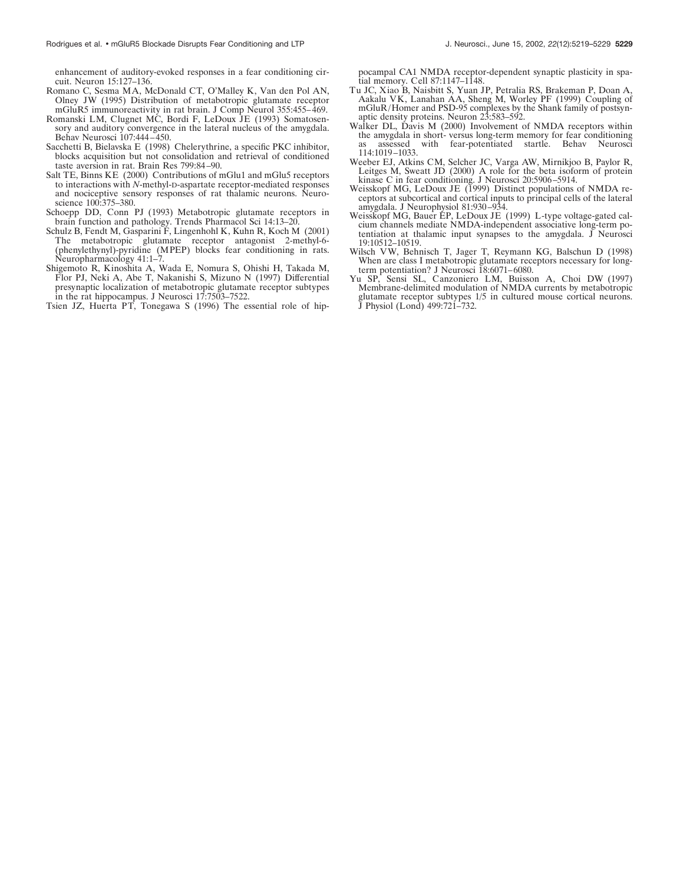enhancement of auditory-evoked responses in a fear conditioning circuit. Neuron 15:127–136.

Romano C, Sesma MA, McDonald CT, O'Malley K, Van den Pol AN, Olney JW (1995) Distribution of metabotropic glutamate receptor mGluR5 immunoreactivity in rat brain. J Comp Neurol 355:455–469.

Romanski LM, Clugnet MC, Bordi F, LeDoux JE (1993) Somatosensory and auditory convergence in the lateral nucleus of the amygdala. Behav Neurosci 107:444–450.

Sacchetti B, Bielavska E (1998) Chelerythrine, a specific PKC inhibitor, blocks acquisition but not consolidation and retrieval of conditioned taste aversion in rat. Brain Res 799:84–90.

Salt TE, Binns KE (2000) Contributions of mGlu1 and mGlu5 receptors to interactions with *N*-methyl-D-aspartate receptor-mediated responses and nociceptive sensory responses of rat thalamic neurons. Neuroscience 100:375–380.

Schoepp DD, Conn PJ (1993) Metabotropic glutamate receptors in brain function and pathology. Trends Pharmacol Sci 14:13–20.

Schulz B, Fendt M, Gasparini F, Lingenhohl K, Kuhn R, Koch M (2001) The metabotropic glutamate receptor antagonist 2-methyl-6-(phenylethynyl)-pyridine (MPEP) blocks fear conditioning in rats. Neuropharmacology 41:1–7.

Shigemoto R, Kinoshita A, Wada E, Nomura S, Ohishi H, Takada M, Flor PJ, Neki A, Abe T, Nakanishi S, Mizuno N (1997) Differential presynaptic localization of metabotropic glutamate receptor subtypes in the rat hippocampus. J Neurosci 17:7503–7522.

Tsien JZ, Huerta PT, Tonegawa S (1996) The essential role of hippocampal CA1 NMDA receptor-dependent synaptic plasticity in spatial memory. Cell 87:1147–1148.

Tu JC, Xiao B, Naisbitt S, Yuan JP, Petralia RS, Brakeman P, Doan A, Aakalu VK, Lanahan AA, Sheng M, Worley PF (1999) Coupling of mGluR/Homer and PSD-95 complexes by the Shank family of postsynaptic density proteins. Neuron 23:583–592.

Walker DL, Davis M (2000) Involvement of NMDA receptors within the amygdala in short- versus long-term memory for fear conditioning as assessed with fear-potentiated startle. Behav Neurosci 114:1019–1033.

Weeber EJ, Atkins CM, Selcher JC, Varga AW, Mirnikjoo B, Paylor R, Leitges M, Sweatt JD (2000) A role for the beta isoform of protein kinase C in fear conditioning. J Neurosci 20:5906–5914.

Weisskopf MG, LeDoux JE (1999) Distinct populations of NMDA receptors at subcortical and cortical inputs to principal cells of the lateral amygdala. J Neurophysiol 81:930–934.

Weisskopf MG, Bauer EP, LeDoux JE (1999) L-type voltage-gated calcium channels mediate NMDA-independent associative long-term potentiation at thalamic input synapses to the amygdala. J Neurosci 19:10512–10519.

Wilsch VW, Behnisch T, Jager T, Reymann KG, Balschun D (1998) When are class I metabotropic glutamate receptors necessary for long-term potentiation? J Neurosci 18:6071–6080.

Yu SP, Sensi SL, Canzoniero LM, Buisson A, Choi DW (1997) Membrane-delimited modulation of NMDA currents by metabotropic glutamate receptor subtypes 1/5 in cultured mouse cortical neurons. J Physiol (Lond) 499:721–732.